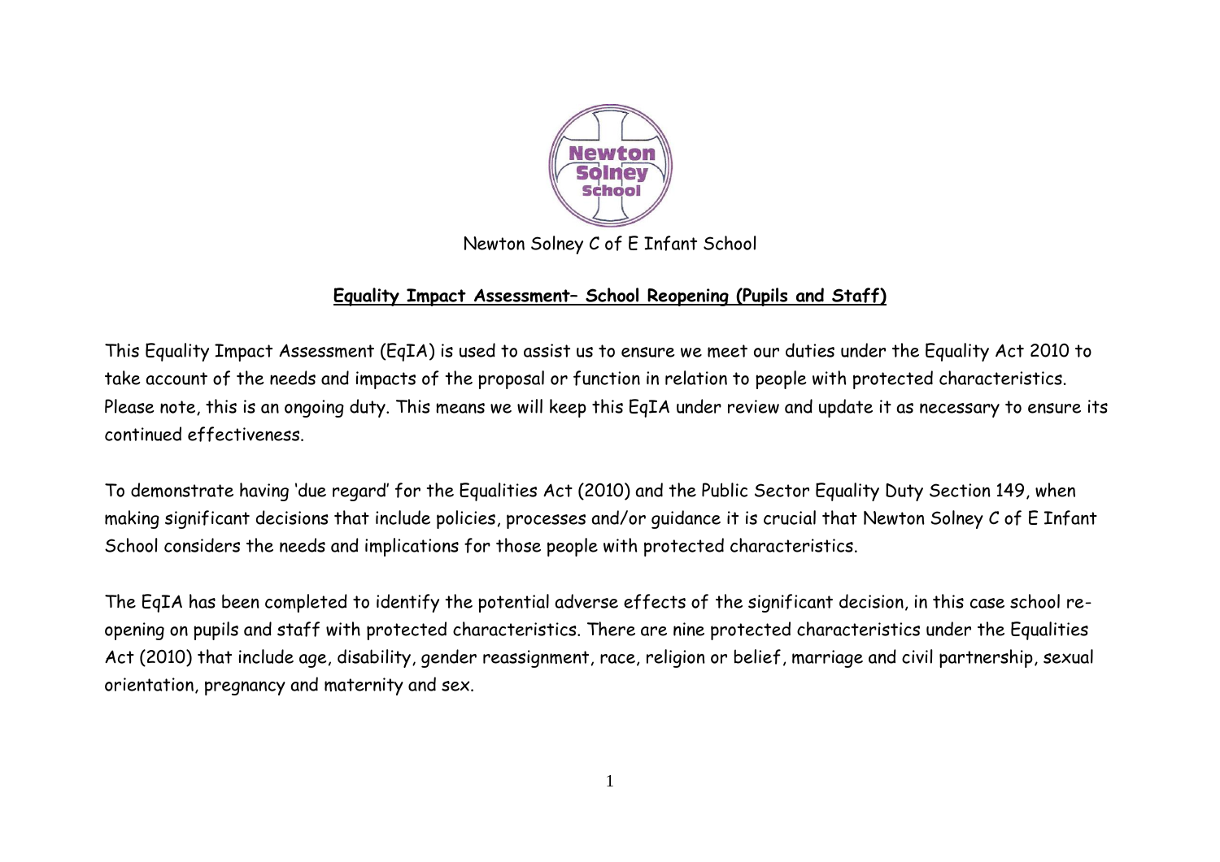Newton Solney C of E Infant School

## **Equality Impact Assessment– School Reopening (Pupils and Staff)**

This Equality Impact Assessment (EqIA) is used to assist us to ensure we meet our duties under the Equality Act 2010 to take account of the needs and impacts of the proposal or function in relation to people with protected characteristics. Please note, this is an ongoing duty. This means we will keep this EqIA under review and update it as necessary to ensure its continued effectiveness.

To demonstrate having 'due regard' for the Equalities Act (2010) and the Public Sector Equality Duty Section 149, when making significant decisions that include policies, processes and/or guidance it is crucial that Newton Solney C of E Infant School considers the needs and implications for those people with protected characteristics.

The EqIA has been completed to identify the potential adverse effects of the significant decision, in this case school re-opening on pupils and staff with protected characteristics. There are nine protected characteristics under the Equalities Act (2010) that include age, disability, gender reassignment, race, religion or belief, marriage and civil partnership, sexual orientation, pregnancy and maternity and sex.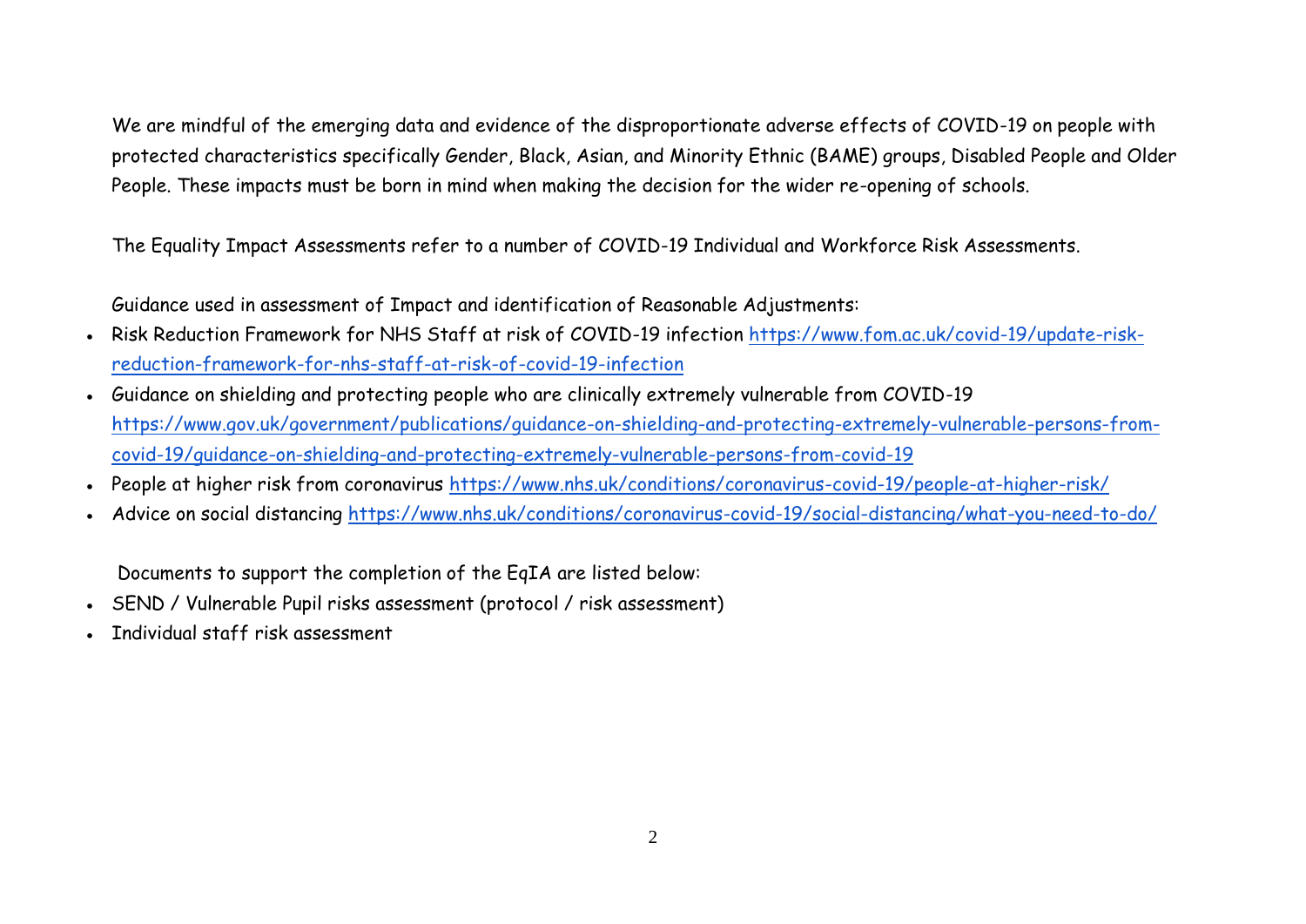We are mindful of the emerging data and evidence of the disproportionate adverse effects of COVID-19 on people with protected characteristics specifically Gender, Black, Asian, and Minority Ethnic (BAME) groups, Disabled People and Older People. These impacts must be born in mind when making the decision for the wider re-opening of schools.

The Equality Impact Assessments refer to a number of COVID-19 Individual and Workforce Risk Assessments.

Guidance used in assessment of Impact and identification of Reasonable Adjustments:

- Risk Reduction Framework for NHS Staff at risk of COVID-19 infection https://www.fom.ac.uk/covid-19/update-risk-reduction-framework-for-nhs-staff-at-risk-of-covid-19-infection
- Guidance on shielding and protecting people who are clinically extremely vulnerable from COVID-19 https://www.gov.uk/government/publications/guidance-on-shielding-and-protecting-extremely-vulnerable-persons-from-covid-19/guidance-on-shielding-and-protecting-extremely-vulnerable-persons-from-covid-19
- People at higher risk from coronavirus https://www.nhs.uk/conditions/coronavirus-covid-19/people-at-higher-risk/
- Advice on social distancing https://www.nhs.uk/conditions/coronavirus-covid-19/social-distancing/what-you-need-to-do/

Documents to support the completion of the EqIA are listed below:

- SEND / Vulnerable Pupil risks assessment (protocol / risk assessment)
- Individual staff risk assessment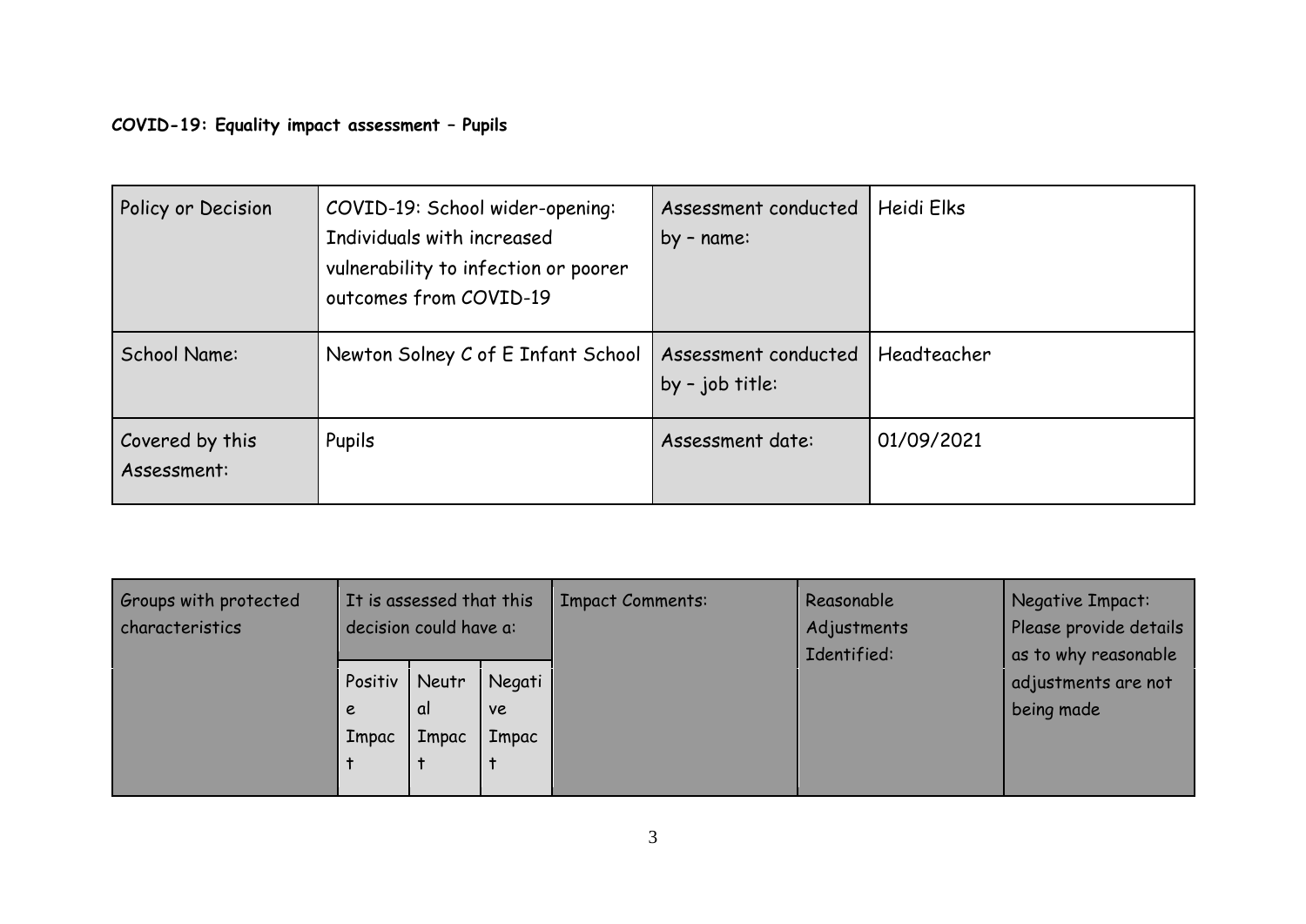**COVID-19: Equality impact assessment – Pupils**

| Policy or Decision | COVID-19: School wider-opening: Individuals with increased vulnerability to infection or poorer outcomes from COVID-19 | Assessment conducted by – name: | Heidi Elks |
|---|---|---|---|
| School Name: | Newton Solney C of E Infant School | Assessment conducted by – job title: | Headteacher |
| Covered by this Assessment: | Pupils | Assessment date: | 01/09/2021 |

| Groups with protected characteristics | It is assessed that this decision could have a: | | | Impact Comments: | Reasonable Adjustments Identified: | Negative Impact: Please provide details as to why reasonable adjustments are not being made |
|---|---|---|---|---|---|---|
| | Positive Impact | Neutral Impact | Negative Impact | | | |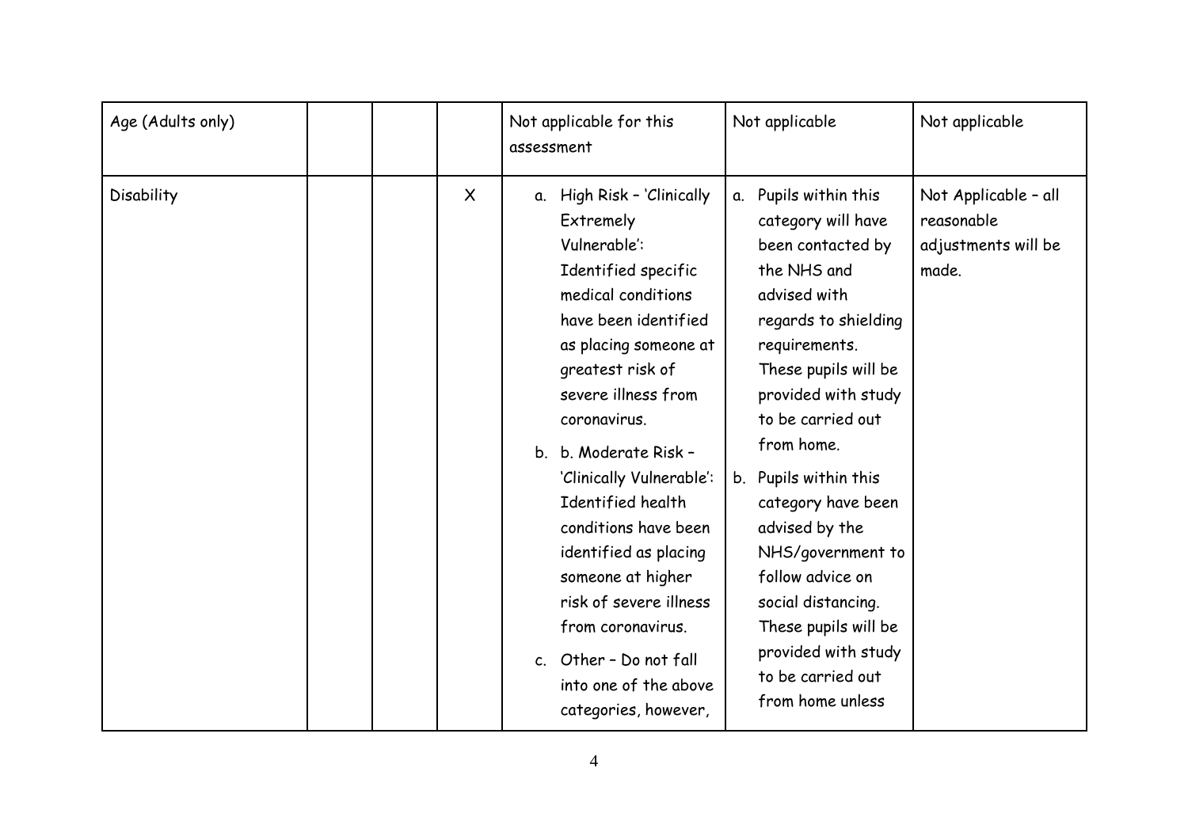| | | | | | | |
|---|---|---|---|---|---|---|
| Age (Adults only) | | | | Not applicable for this assessment | Not applicable | Not applicable |
| Disability | | | X | a. High Risk – 'Clinically Extremely Vulnerable': Identified specific medical conditions have been identified as placing someone at greatest risk of severe illness from coronavirus.<br>b. b. Moderate Risk – 'Clinically Vulnerable': Identified health conditions have been identified as placing someone at higher risk of severe illness from coronavirus.<br>c. Other – Do not fall into one of the above categories, however, | a. Pupils within this category will have been contacted by the NHS and advised with regards to shielding requirements. These pupils will be provided with study to be carried out from home.<br>b. Pupils within this category have been advised by the NHS/government to follow advice on social distancing. These pupils will be provided with study to be carried out from home unless | Not Applicable – all reasonable adjustments will be made. |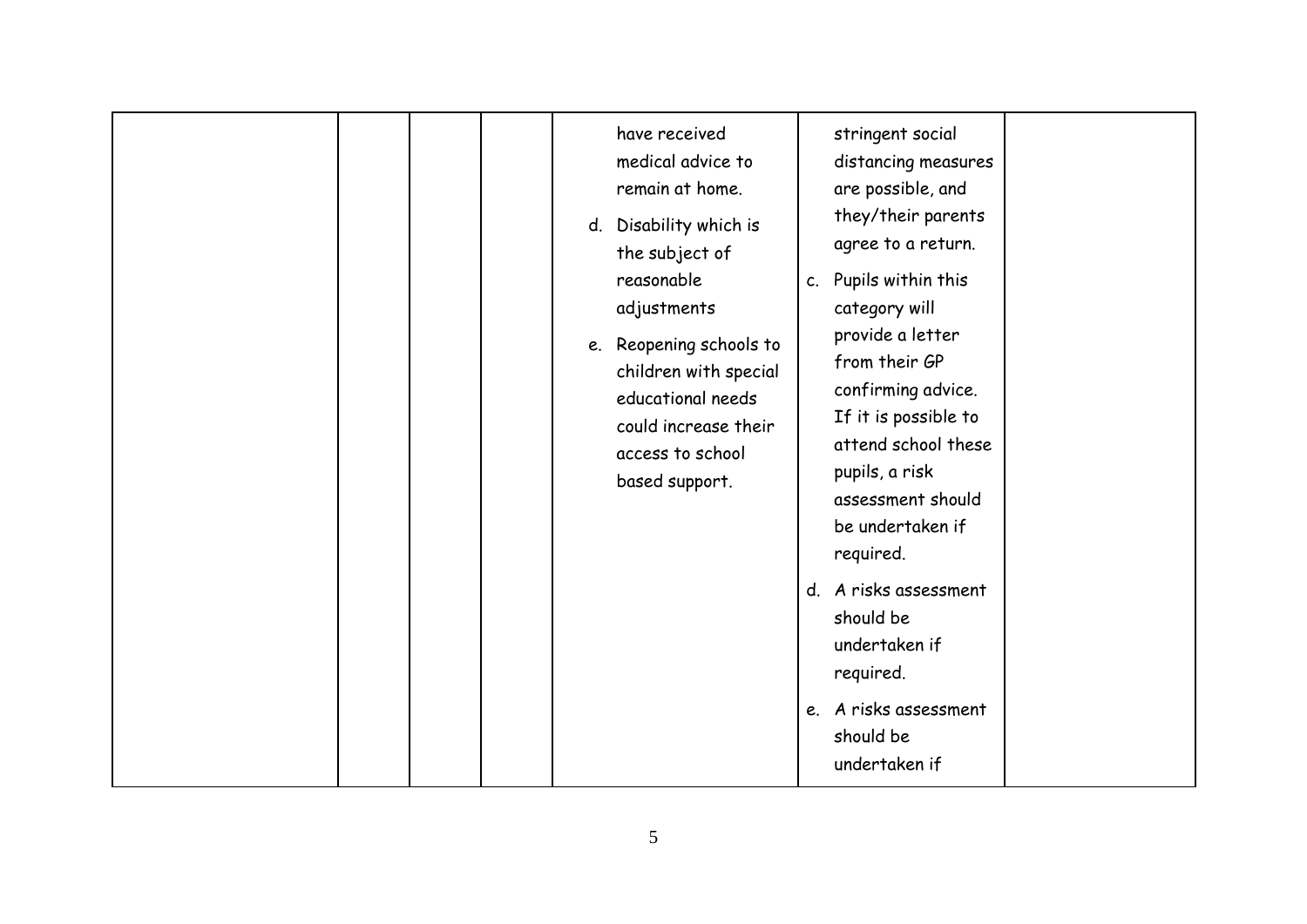| | | | | | | |
|---|---|---|---|---|---|---|
| | | | | have received medical advice to remain at home.<br>d. Disability which is the subject of reasonable adjustments<br>e. Reopening schools to children with special educational needs could increase their access to school based support. | stringent social distancing measures are possible, and they/their parents agree to a return.<br>c. Pupils within this category will provide a letter from their GP confirming advice. If it is possible to attend school these pupils, a risk assessment should be undertaken if required.<br>d. A risks assessment should be undertaken if required.<br>e. A risks assessment should be undertaken if | |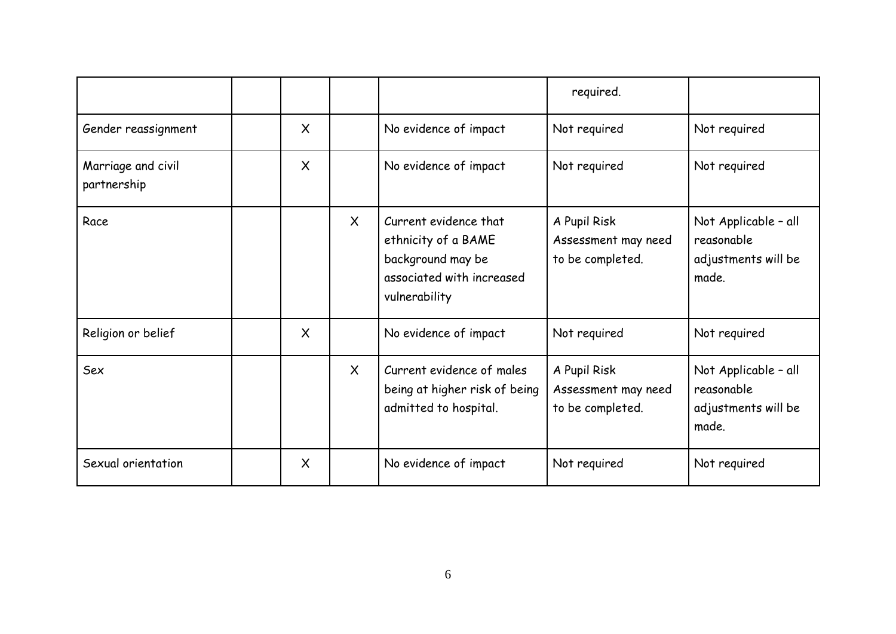| | | | | | | |
|---|---|---|---|---|---|---|
| | | | | | required. | |
| Gender reassignment | | X | | No evidence of impact | Not required | Not required |
| Marriage and civil partnership | | X | | No evidence of impact | Not required | Not required |
| Race | | | X | Current evidence that ethnicity of a BAME background may be associated with increased vulnerability | A Pupil Risk Assessment may need to be completed. | Not Applicable – all reasonable adjustments will be made. |
| Religion or belief | | X | | No evidence of impact | Not required | Not required |
| Sex | | | X | Current evidence of males being at higher risk of being admitted to hospital. | A Pupil Risk Assessment may need to be completed. | Not Applicable – all reasonable adjustments will be made. |
| Sexual orientation | | X | | No evidence of impact | Not required | Not required |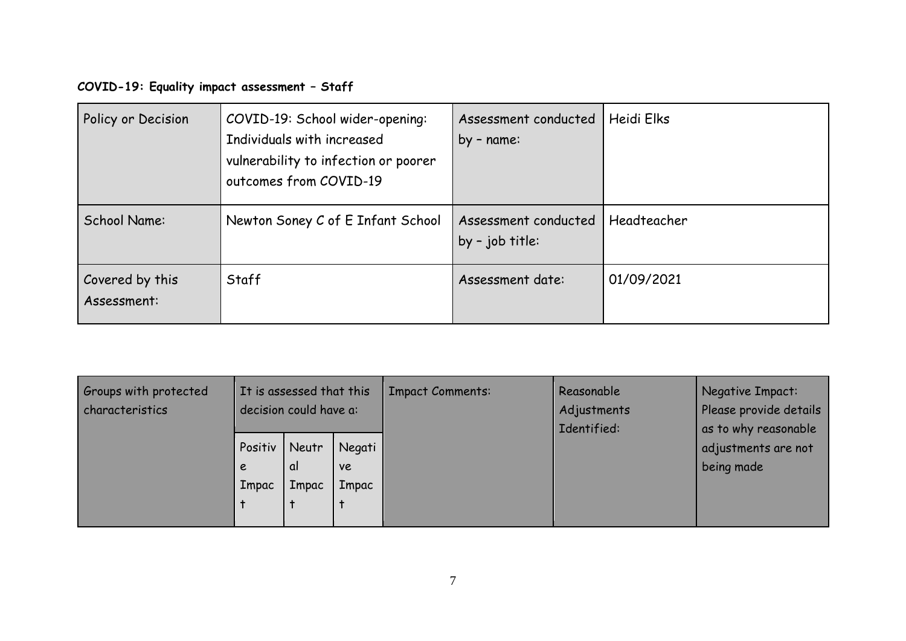**COVID-19: Equality impact assessment – Staff**

| Policy or Decision | COVID-19: School wider-opening: Individuals with increased vulnerability to infection or poorer outcomes from COVID-19 | Assessment conducted by – name: | Heidi Elks |
|---|---|---|---|
| School Name: | Newton Soney C of E Infant School | Assessment conducted by – job title: | Headteacher |
| Covered by this Assessment: | Staff | Assessment date: | 01/09/2021 |

| Groups with protected characteristics | It is assessed that this decision could have a: | | | Impact Comments: | Reasonable Adjustments Identified: | Negative Impact: Please provide details as to why reasonable adjustments are not being made |
|---|---|---|---|---|---|---|
| | Positive Impact | Neutral Impact | Negative Impact | | | |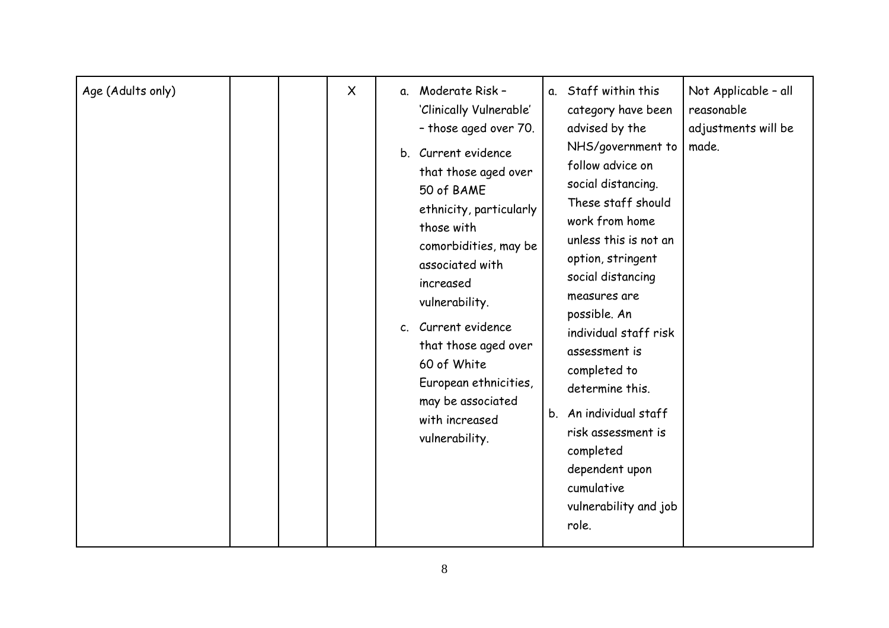| Age (Adults only) | | | X | a. Moderate Risk – 'Clinically Vulnerable' – those aged over 70.<br>b. Current evidence that those aged over 50 of BAME ethnicity, particularly those with comorbidities, may be associated with increased vulnerability.<br>c. Current evidence that those aged over 60 of White European ethnicities, may be associated with increased vulnerability. | a. Staff within this category have been advised by the NHS/government to follow advice on social distancing. These staff should work from home unless this is not an option, stringent social distancing measures are possible. An individual staff risk assessment is completed to determine this.<br>b. An individual staff risk assessment is completed dependent upon cumulative vulnerability and job role. | Not Applicable – all reasonable adjustments will be made. |
|---|---|---|---|---|---|---|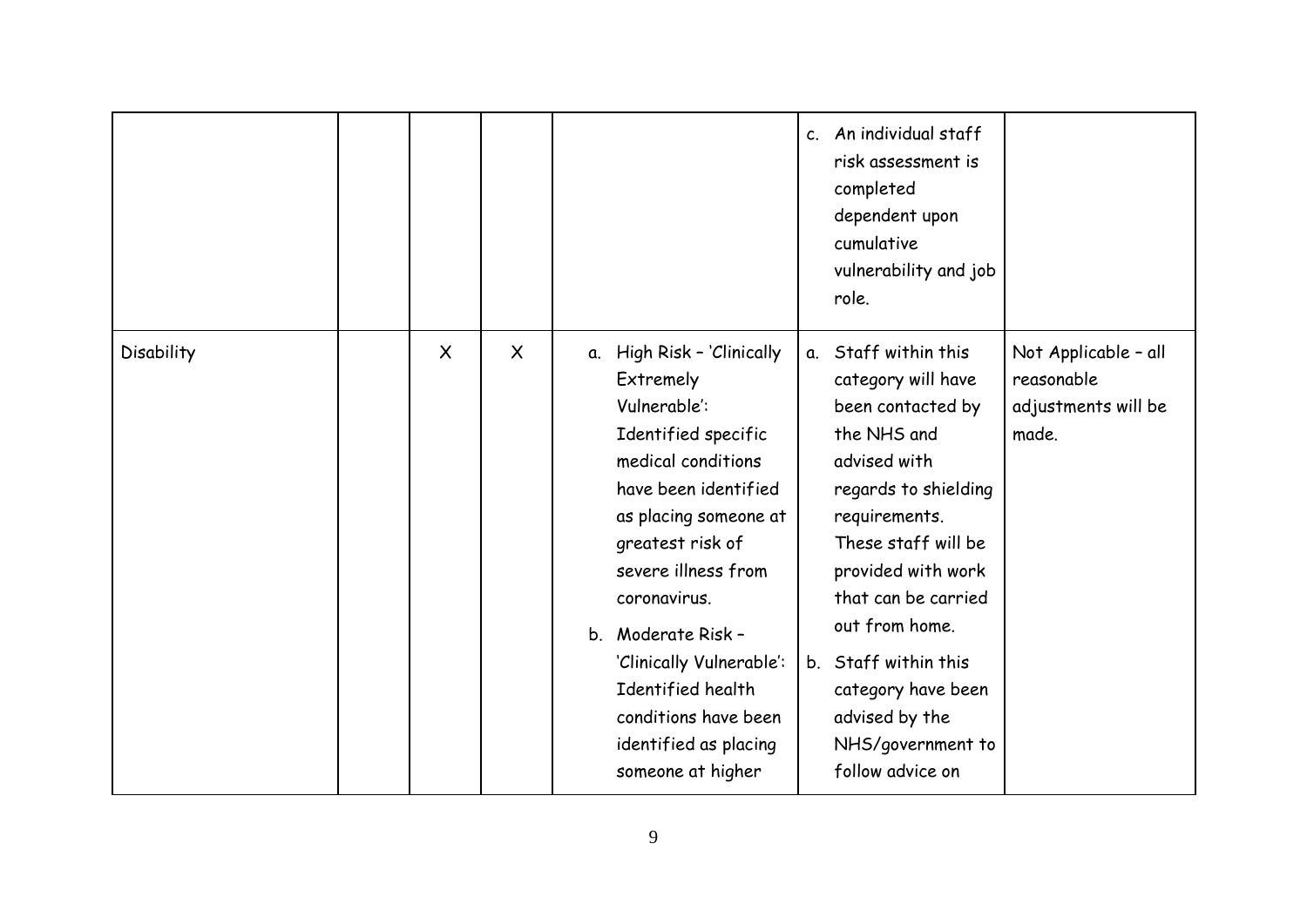| | | | | | | |
|---|---|---|---|---|---|---|
| | | | | | c. An individual staff risk assessment is completed dependent upon cumulative vulnerability and job role. | |
| Disability | | X | X | a. High Risk – 'Clinically Extremely Vulnerable': Identified specific medical conditions have been identified as placing someone at greatest risk of severe illness from coronavirus.<br>b. Moderate Risk – 'Clinically Vulnerable': Identified health conditions have been identified as placing someone at higher | a. Staff within this category will have been contacted by the NHS and advised with regards to shielding requirements. These staff will be provided with work that can be carried out from home.<br>b. Staff within this category have been advised by the NHS/government to follow advice on | Not Applicable – all reasonable adjustments will be made. |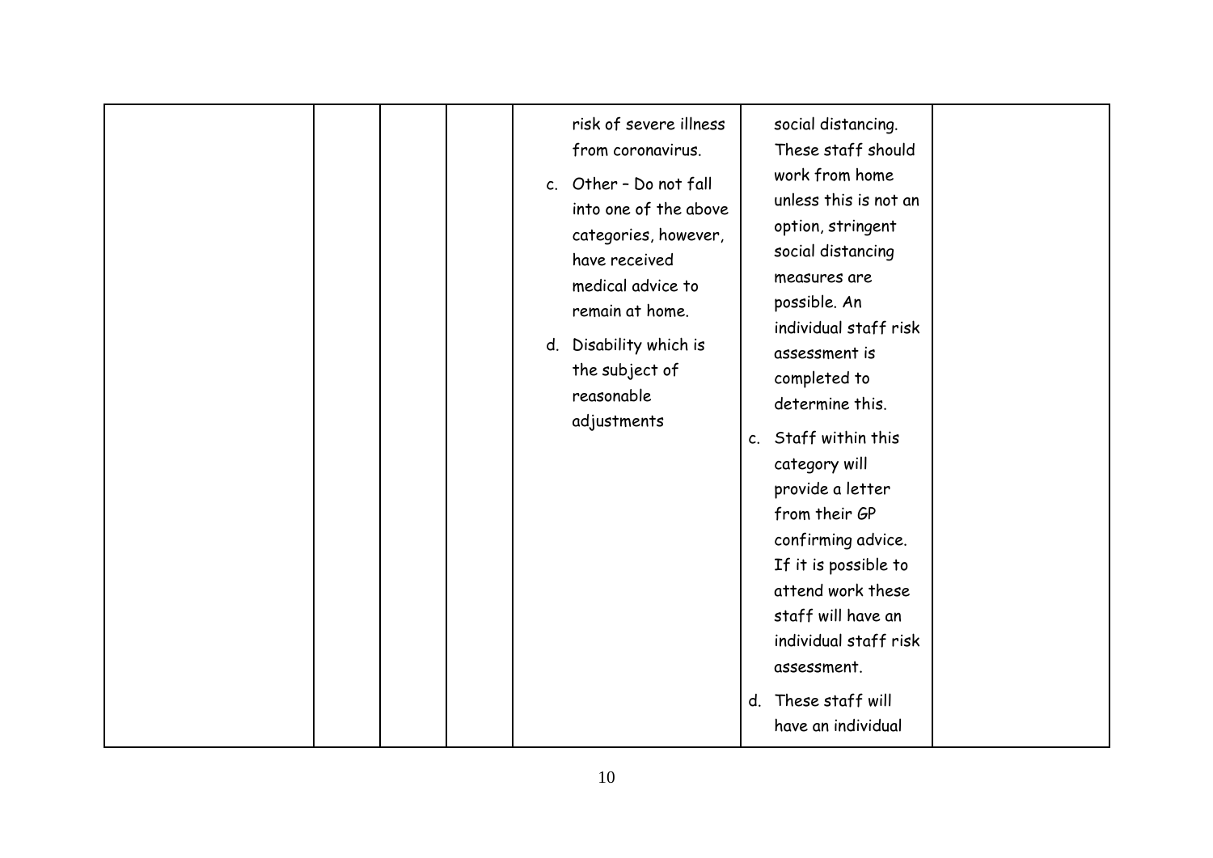| | | | | | | |
|---|---|---|---|---|---|---|
| | | | | risk of severe illness from coronavirus.<br>c. Other – Do not fall into one of the above categories, however, have received medical advice to remain at home.<br>d. Disability which is the subject of reasonable adjustments | social distancing. These staff should work from home unless this is not an option, stringent social distancing measures are possible. An individual staff risk assessment is completed to determine this.<br>c. Staff within this category will provide a letter from their GP confirming advice. If it is possible to attend work these staff will have an individual staff risk assessment.<br>d. These staff will have an individual | |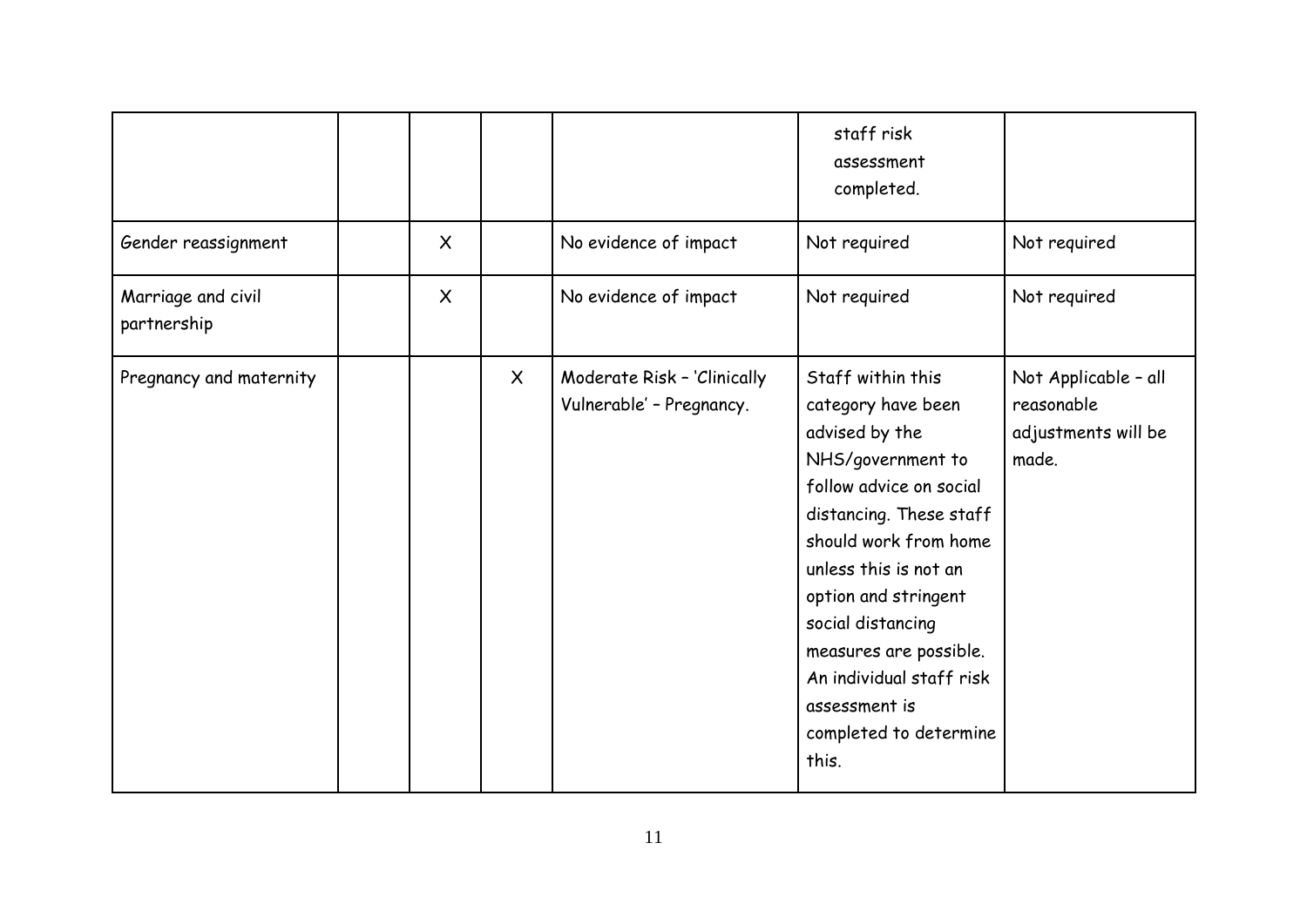|  |  |  |  |  | staff risk assessment completed. |  |
|---|---|---|---|---|---|---|
| Gender reassignment |  | X |  | No evidence of impact | Not required | Not required |
| Marriage and civil partnership |  | X |  | No evidence of impact | Not required | Not required |
| Pregnancy and maternity |  |  | X | Moderate Risk – 'Clinically Vulnerable' – Pregnancy. | Staff within this category have been advised by the NHS/government to follow advice on social distancing. These staff should work from home unless this is not an option and stringent social distancing measures are possible. An individual staff risk assessment is completed to determine this. | Not Applicable – all reasonable adjustments will be made. |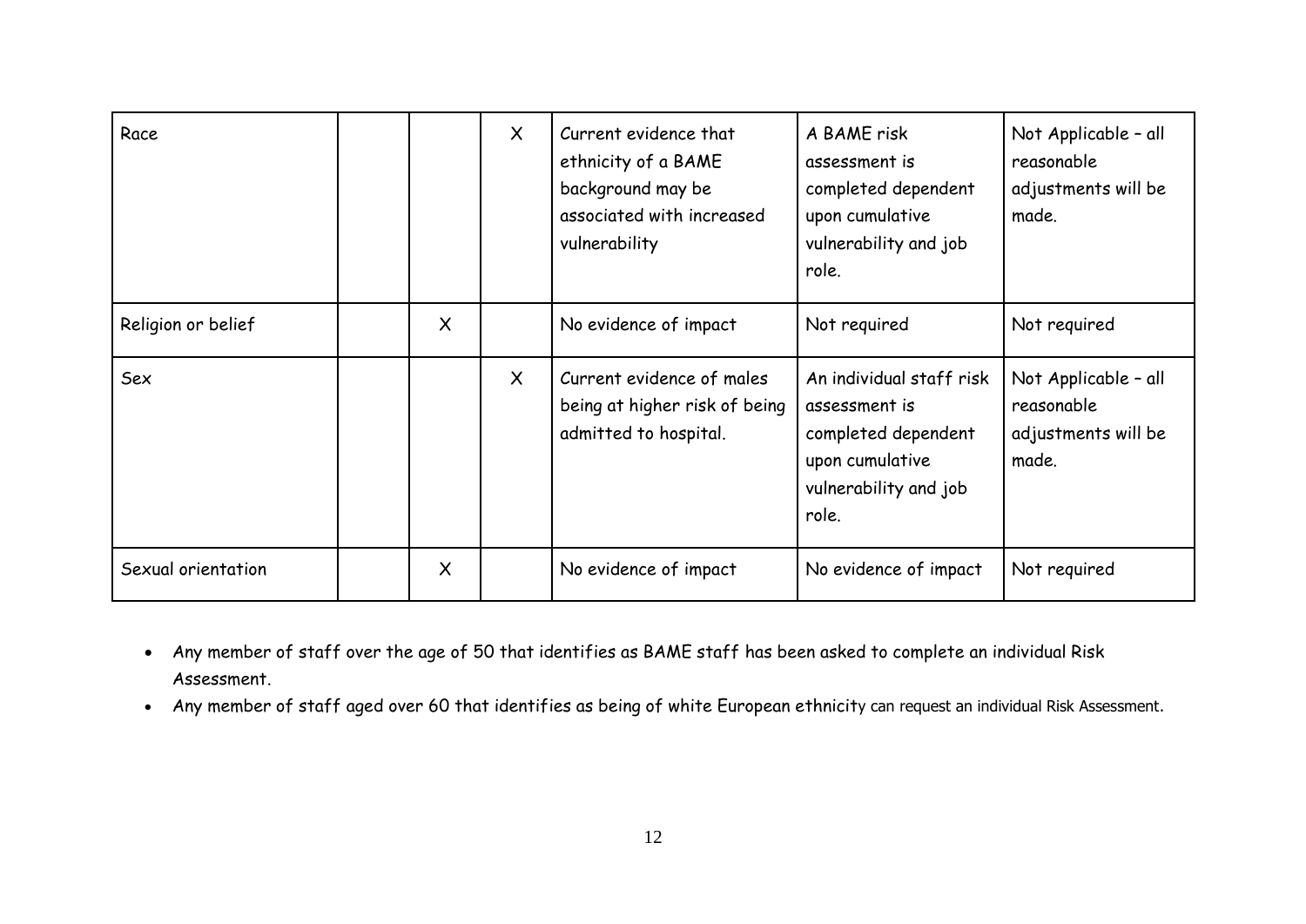| | | | | | | |
|---|---|---|---|---|---|---|
| Race | | | X | Current evidence that ethnicity of a BAME background may be associated with increased vulnerability | A BAME risk assessment is completed dependent upon cumulative vulnerability and job role. | Not Applicable – all reasonable adjustments will be made. |
| Religion or belief | | X | | No evidence of impact | Not required | Not required |
| Sex | | | X | Current evidence of males being at higher risk of being admitted to hospital. | An individual staff risk assessment is completed dependent upon cumulative vulnerability and job role. | Not Applicable – all reasonable adjustments will be made. |
| Sexual orientation | | X | | No evidence of impact | No evidence of impact | Not required |

- Any member of staff over the age of 50 that identifies as BAME staff has been asked to complete an individual Risk Assessment.
- Any member of staff aged over 60 that identifies as being of white European ethnicity can request an individual Risk Assessment.